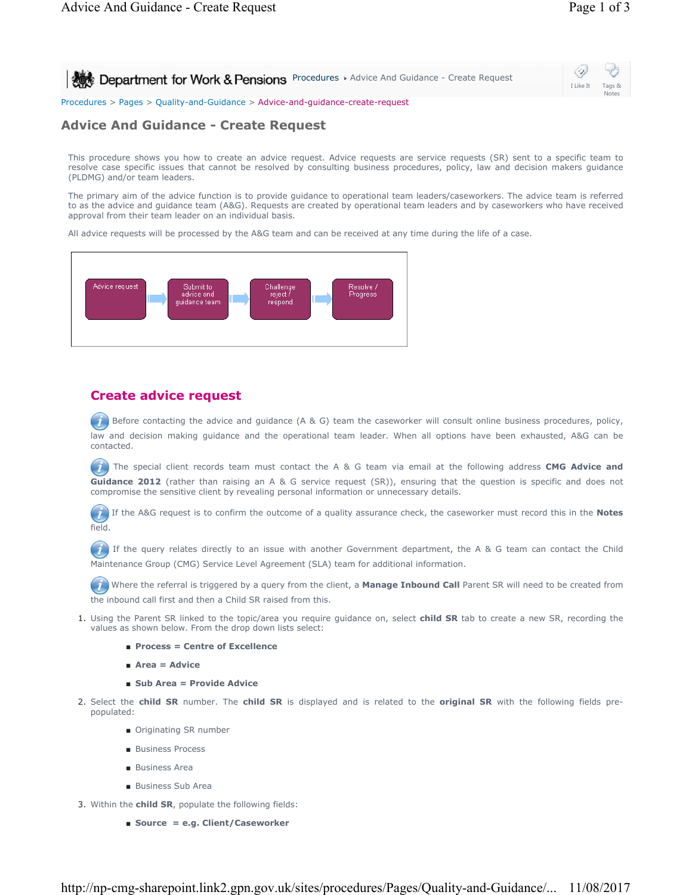Department for Work & Pensions Procedures ▸ Advice And Guidance - Create Request

I Like It · Tags & Notes

Procedures > Pages > Quality-and-Guidance > Advice-and-guidance-create-request

# Advice And Guidance - Create Request

This procedure shows you how to create an advice request. Advice requests are service requests (SR) sent to a specific team to resolve case specific issues that cannot be resolved by consulting business procedures, policy, law and decision makers guidance (PLDMG) and/or team leaders.

The primary aim of the advice function is to provide guidance to operational team leaders/caseworkers. The advice team is referred to as the advice and guidance team (A&G). Requests are created by operational team leaders and by caseworkers who have received approval from their team leader on an individual basis.

All advice requests will be processed by the A&G team and can be received at any time during the life of a case.

Advice request → Submit to advice and guidance team → Challenge reject / respond → Resolve / Progress

## Create advice request

Before contacting the advice and guidance (A & G) team the caseworker will consult online business procedures, policy, law and decision making guidance and the operational team leader. When all options have been exhausted, A&G can be contacted.

The special client records team must contact the A & G team via email at the following address **CMG Advice and Guidance 2012** (rather than raising an A & G service request (SR)), ensuring that the question is specific and does not compromise the sensitive client by revealing personal information or unnecessary details.

If the A&G request is to confirm the outcome of a quality assurance check, the caseworker must record this in the **Notes** field.

If the query relates directly to an issue with another Government department, the A & G team can contact the Child Maintenance Group (CMG) Service Level Agreement (SLA) team for additional information.

Where the referral is triggered by a query from the client, a **Manage Inbound Call** Parent SR will need to be created from the inbound call first and then a Child SR raised from this.

1. Using the Parent SR linked to the topic/area you require guidance on, select **child SR** tab to create a new SR, recording the values as shown below. From the drop down lists select:
   - **Process = Centre of Excellence**
   - **Area = Advice**
   - **Sub Area = Provide Advice**
2. Select the **child SR** number. The **child SR** is displayed and is related to the **original SR** with the following fields pre-populated:
   - Originating SR number
   - Business Process
   - Business Area
   - Business Sub Area
3. Within the **child SR**, populate the following fields:
   - **Source = e.g. Client/Caseworker**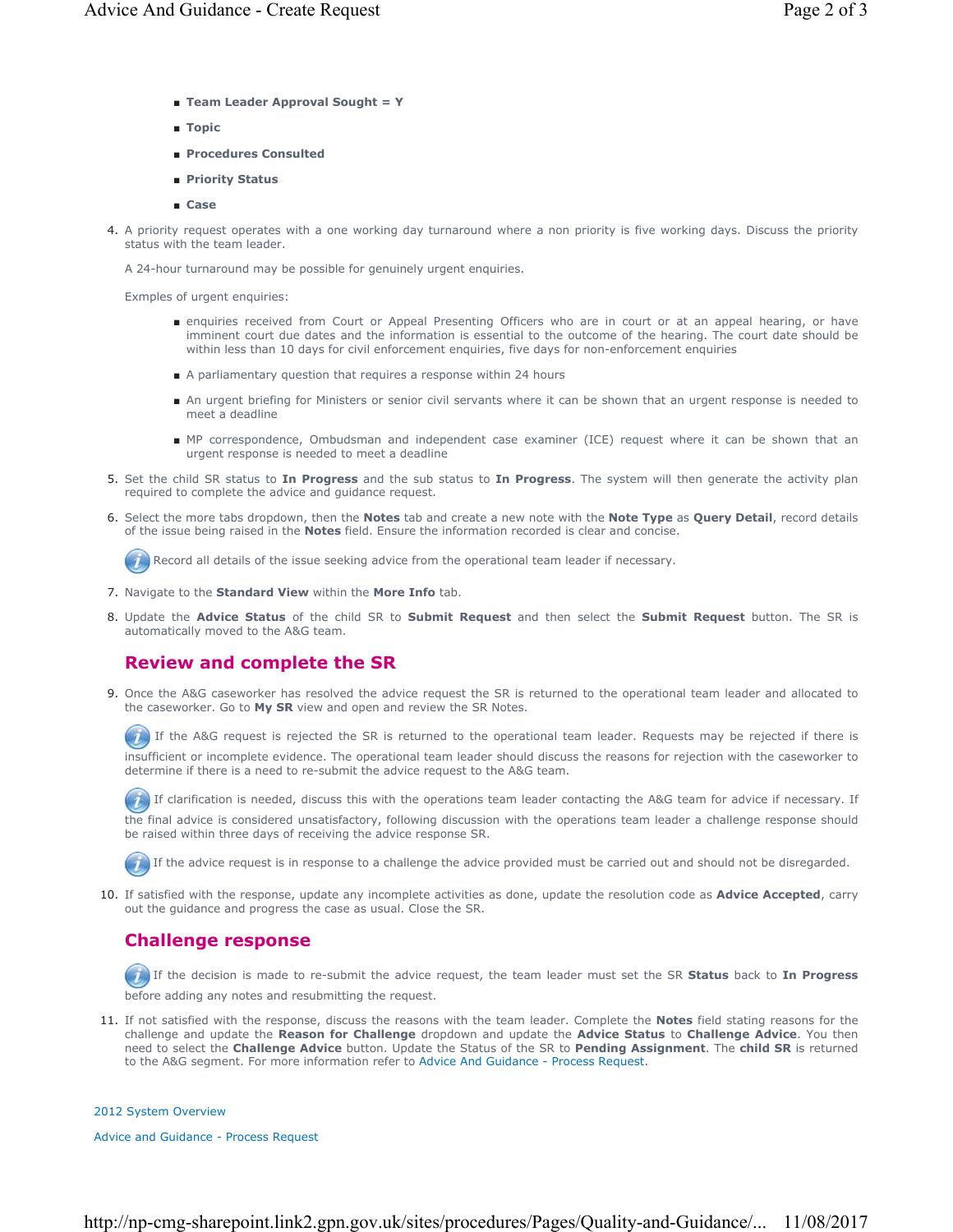- **Team Leader Approval Sought = Y**
- **Topic**
- **Procedures Consulted**
- **Priority Status**
- **Case**

4. A priority request operates with a one working day turnaround where a non priority is five working days. Discuss the priority status with the team leader.

   A 24-hour turnaround may be possible for genuinely urgent enquiries.

   Exmples of urgent enquiries:

   - enquiries received from Court or Appeal Presenting Officers who are in court or at an appeal hearing, or have imminent court due dates and the information is essential to the outcome of the hearing. The court date should be within less than 10 days for civil enforcement enquiries, five days for non-enforcement enquiries
   - A parliamentary question that requires a response within 24 hours
   - An urgent briefing for Ministers or senior civil servants where it can be shown that an urgent response is needed to meet a deadline
   - MP correspondence, Ombudsman and independent case examiner (ICE) request where it can be shown that an urgent response is needed to meet a deadline

5. Set the child SR status to **In Progress** and the sub status to **In Progress**. The system will then generate the activity plan required to complete the advice and guidance request.
6. Select the more tabs dropdown, then the **Notes** tab and create a new note with the **Note Type** as **Query Detail**, record details of the issue being raised in the **Notes** field. Ensure the information recorded is clear and concise.

   Record all details of the issue seeking advice from the operational team leader if necessary.

7. Navigate to the **Standard View** within the **More Info** tab.
8. Update the **Advice Status** of the child SR to **Submit Request** and then select the **Submit Request** button. The SR is automatically moved to the A&G team.

## Review and complete the SR

9. Once the A&G caseworker has resolved the advice request the SR is returned to the operational team leader and allocated to the caseworker. Go to **My SR** view and open and review the SR Notes.

   If the A&G request is rejected the SR is returned to the operational team leader. Requests may be rejected if there is insufficient or incomplete evidence. The operational team leader should discuss the reasons for rejection with the caseworker to determine if there is a need to re-submit the advice request to the A&G team.

   If clarification is needed, discuss this with the operations team leader contacting the A&G team for advice if necessary. If the final advice is considered unsatisfactory, following discussion with the operations team leader a challenge response should be raised within three days of receiving the advice response SR.

   If the advice request is in response to a challenge the advice provided must be carried out and should not be disregarded.

10. If satisfied with the response, update any incomplete activities as done, update the resolution code as **Advice Accepted**, carry out the guidance and progress the case as usual. Close the SR.

## Challenge response

If the decision is made to re-submit the advice request, the team leader must set the SR **Status** back to **In Progress** before adding any notes and resubmitting the request.

11. If not satisfied with the response, discuss the reasons with the team leader. Complete the **Notes** field stating reasons for the challenge and update the **Reason for Challenge** dropdown and update the **Advice Status** to **Challenge Advice**. You then need to select the **Challenge Advice** button. Update the Status of the SR to **Pending Assignment**. The **child SR** is returned to the A&G segment. For more information refer to Advice And Guidance - Process Request.

2012 System Overview

Advice and Guidance - Process Request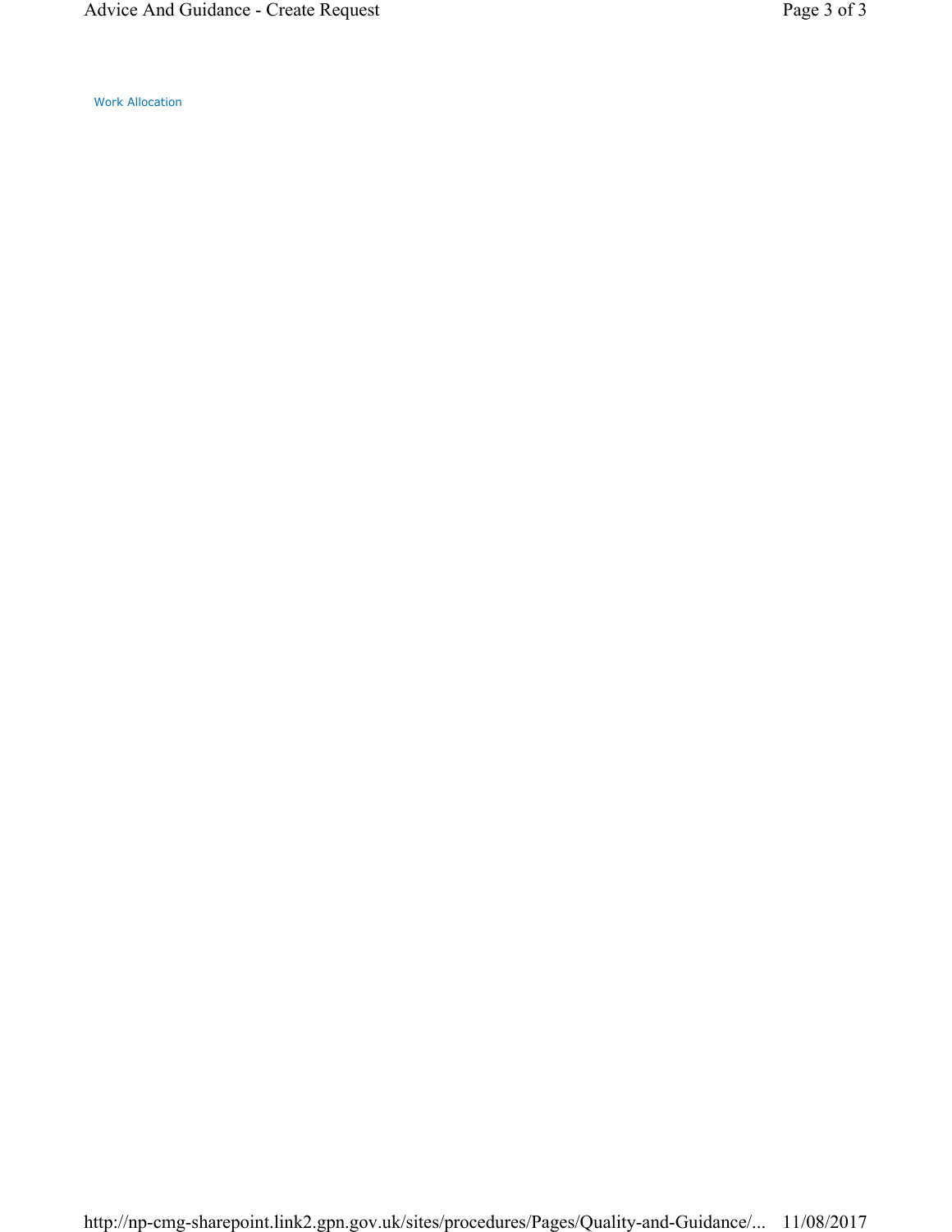Work Allocation